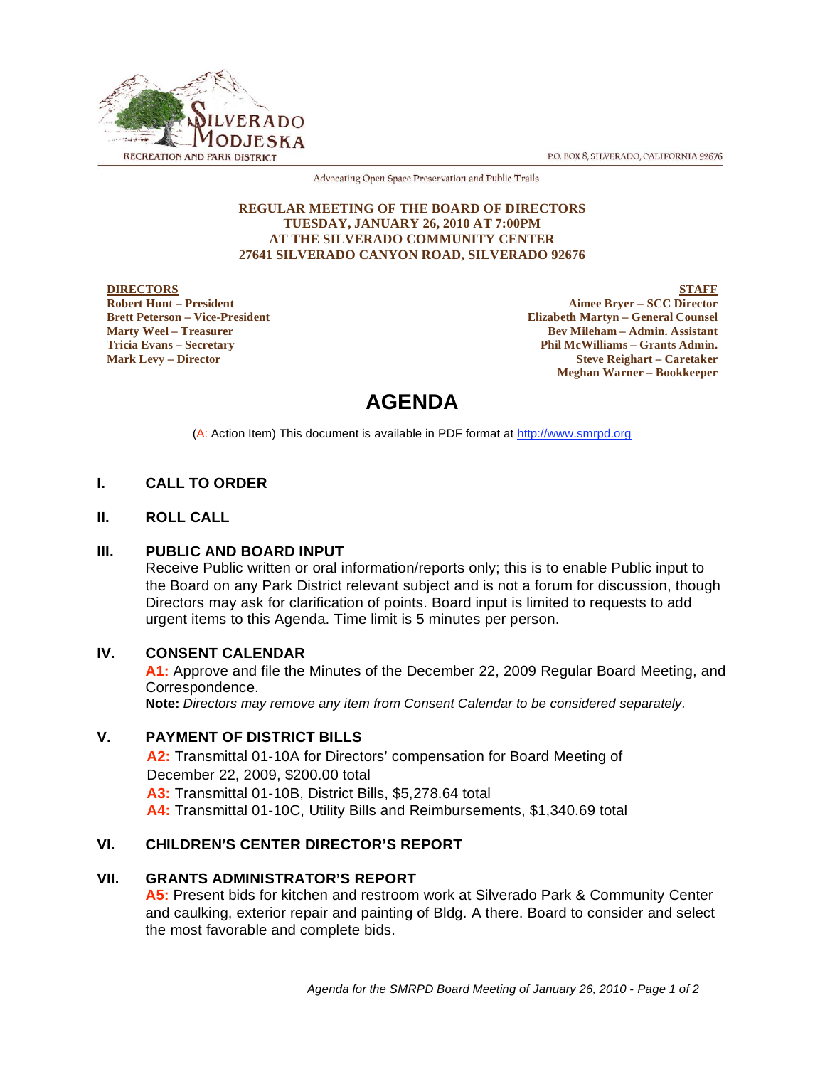SILVERADO MODJESKA

RECREATION AND PARK DISTRICT

P.O. BOX 8, SILVERADO, CALIFORNIA 92676

Advocating Open Space Preservation and Public Trails

**REGULAR MEETING OF THE BOARD OF DIRECTORS**
**TUESDAY, JANUARY 26, 2010 AT 7:00PM**
**AT THE SILVERADO COMMUNITY CENTER**
**27641 SILVERADO CANYON ROAD, SILVERADO 92676**

**DIRECTORS**
**Robert Hunt – President**
**Brett Peterson – Vice-President**
**Marty Weel – Treasurer**
**Tricia Evans – Secretary**
**Mark Levy – Director**

**STAFF**
**Aimee Bryer – SCC Director**
**Elizabeth Martyn – General Counsel**
**Bev Mileham – Admin. Assistant**
**Phil McWilliams – Grants Admin.**
**Steve Reighart – Caretaker**
**Meghan Warner – Bookkeeper**

# AGENDA

(A: Action Item) This document is available in PDF format at http://www.smrpd.org

## I. CALL TO ORDER

## II. ROLL CALL

## III. PUBLIC AND BOARD INPUT

Receive Public written or oral information/reports only; this is to enable Public input to the Board on any Park District relevant subject and is not a forum for discussion, though Directors may ask for clarification of points. Board input is limited to requests to add urgent items to this Agenda. Time limit is 5 minutes per person.

## IV. CONSENT CALENDAR

**A1:** Approve and file the Minutes of the December 22, 2009 Regular Board Meeting, and Correspondence.
**Note:** *Directors may remove any item from Consent Calendar to be considered separately.*

## V. PAYMENT OF DISTRICT BILLS

**A2:** Transmittal 01-10A for Directors' compensation for Board Meeting of December 22, 2009, $200.00 total
**A3:** Transmittal 01-10B, District Bills, $5,278.64 total
**A4:** Transmittal 01-10C, Utility Bills and Reimbursements, $1,340.69 total

## VI. CHILDREN'S CENTER DIRECTOR'S REPORT

## VII. GRANTS ADMINISTRATOR'S REPORT

**A5:** Present bids for kitchen and restroom work at Silverado Park & Community Center and caulking, exterior repair and painting of Bldg. A there. Board to consider and select the most favorable and complete bids.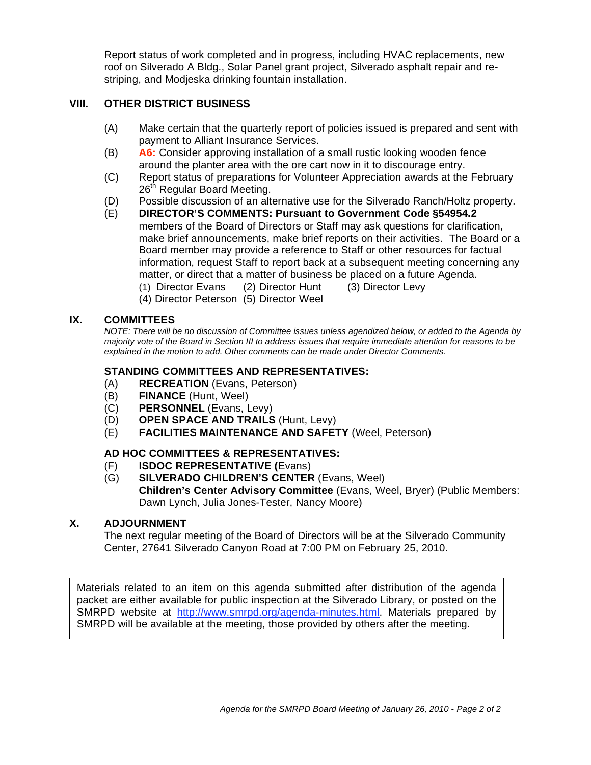Report status of work completed and in progress, including HVAC replacements, new roof on Silverado A Bldg., Solar Panel grant project, Silverado asphalt repair and re-striping, and Modjeska drinking fountain installation.

## VIII. OTHER DISTRICT BUSINESS

(A) Make certain that the quarterly report of policies issued is prepared and sent with payment to Alliant Insurance Services.

(B) **A6:** Consider approving installation of a small rustic looking wooden fence around the planter area with the ore cart now in it to discourage entry.

(C) Report status of preparations for Volunteer Appreciation awards at the February 26th Regular Board Meeting.

(D) Possible discussion of an alternative use for the Silverado Ranch/Holtz property.

(E) **DIRECTOR'S COMMENTS: Pursuant to Government Code §54954.2** members of the Board of Directors or Staff may ask questions for clarification, make brief announcements, make brief reports on their activities. The Board or a Board member may provide a reference to Staff or other resources for factual information, request Staff to report back at a subsequent meeting concerning any matter, or direct that a matter of business be placed on a future Agenda.
(1) Director Evans (2) Director Hunt (3) Director Levy
(4) Director Peterson (5) Director Weel

## IX. COMMITTEES

*NOTE: There will be no discussion of Committee issues unless agendized below, or added to the Agenda by majority vote of the Board in Section III to address issues that require immediate attention for reasons to be explained in the motion to add. Other comments can be made under Director Comments.*

### STANDING COMMITTEES AND REPRESENTATIVES:

(A) **RECREATION** (Evans, Peterson)
(B) **FINANCE** (Hunt, Weel)
(C) **PERSONNEL** (Evans, Levy)
(D) **OPEN SPACE AND TRAILS** (Hunt, Levy)
(E) **FACILITIES MAINTENANCE AND SAFETY** (Weel, Peterson)

### AD HOC COMMITTEES & REPRESENTATIVES:

(F) **ISDOC REPRESENTATIVE (**Evans)
(G) **SILVERADO CHILDREN'S CENTER** (Evans, Weel)
**Children's Center Advisory Committee** (Evans, Weel, Bryer) (Public Members: Dawn Lynch, Julia Jones-Tester, Nancy Moore)

## X. ADJOURNMENT

The next regular meeting of the Board of Directors will be at the Silverado Community Center, 27641 Silverado Canyon Road at 7:00 PM on February 25, 2010.

---

Materials related to an item on this agenda submitted after distribution of the agenda packet are either available for public inspection at the Silverado Library, or posted on the SMRPD website at http://www.smrpd.org/agenda-minutes.html. Materials prepared by SMRPD will be available at the meeting, those provided by others after the meeting.

---